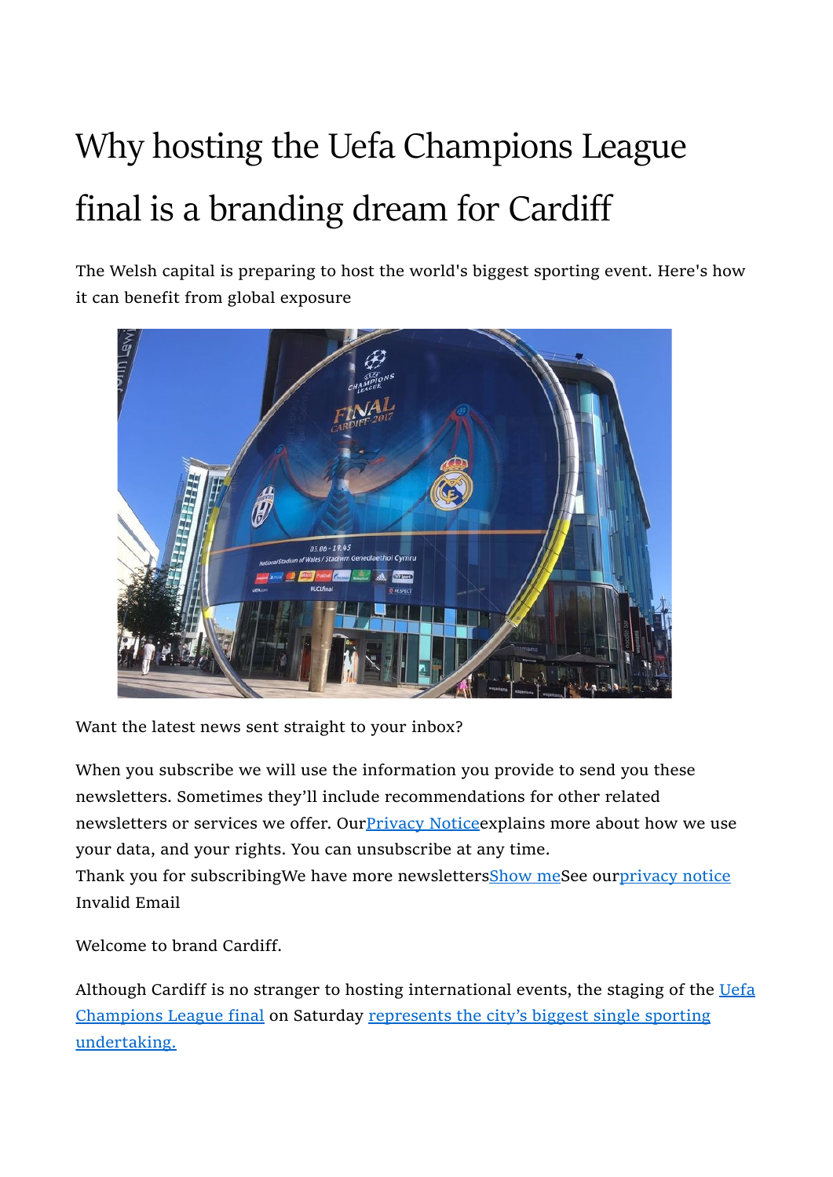# Why hosting the Uefa Champions League final is a branding dream for Cardiff

The Welsh capital is preparing to host the world's biggest sporting event. Here's how it can benefit from global exposure

Want the latest news sent straight to your inbox?

When you subscribe we will use the information you provide to send you these newsletters. Sometimes they'll include recommendations for other related newsletters or services we offer. Our[Privacy Notice]explains more about how we use your data, and your rights. You can unsubscribe at any time.
Thank you for subscribingWe have more newsletters[Show me]See our[privacy notice]
Invalid Email

Welcome to brand Cardiff.

Although Cardiff is no stranger to hosting international events, the staging of the [Uefa Champions League final] on Saturday [represents the city's biggest single sporting undertaking.]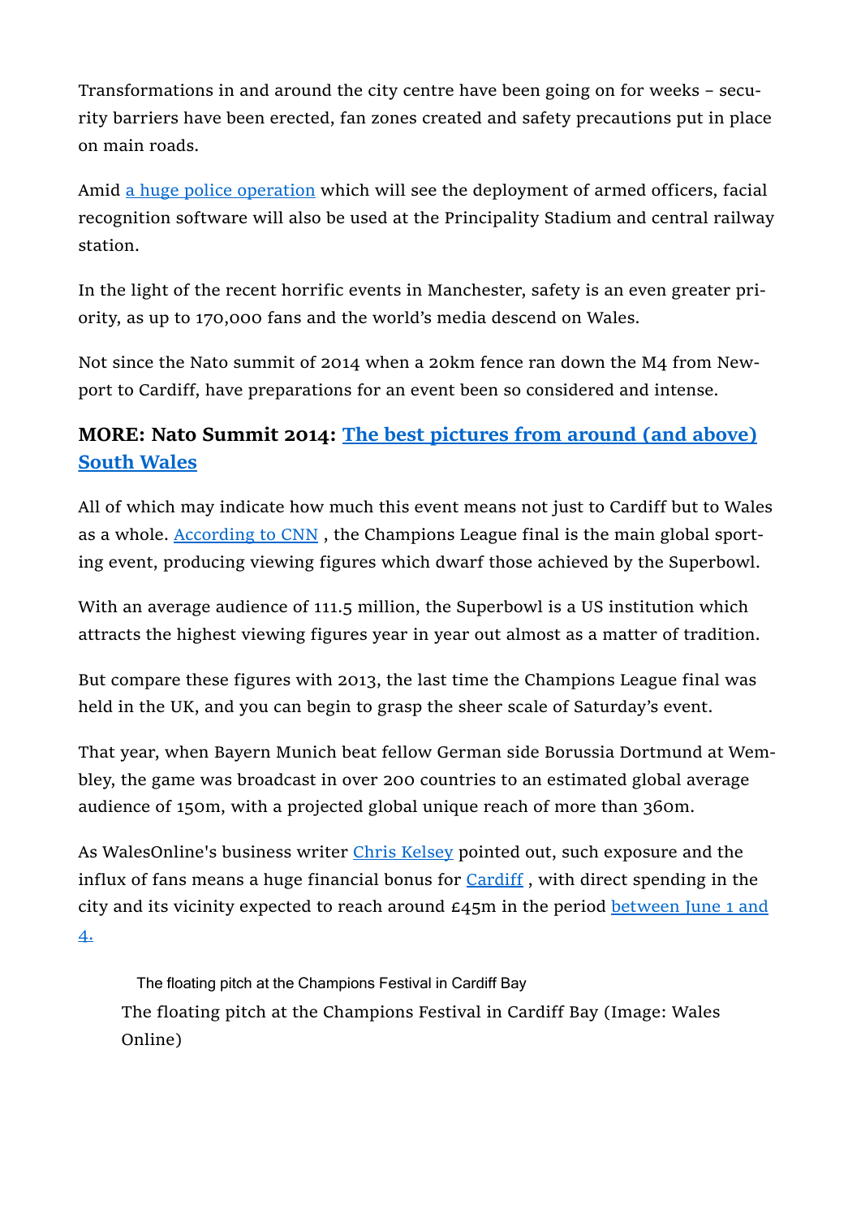Transformations in and around the city centre have been going on for weeks – security barriers have been erected, fan zones created and safety precautions put in place on main roads.

Amid a huge police operation which will see the deployment of armed officers, facial recognition software will also be used at the Principality Stadium and central railway station.

In the light of the recent horrific events in Manchester, safety is an even greater priority, as up to 170,000 fans and the world's media descend on Wales.

Not since the Nato summit of 2014 when a 20km fence ran down the M4 from Newport to Cardiff, have preparations for an event been so considered and intense.

**MORE: Nato Summit 2014: The best pictures from around (and above) South Wales**

All of which may indicate how much this event means not just to Cardiff but to Wales as a whole. According to CNN , the Champions League final is the main global sporting event, producing viewing figures which dwarf those achieved by the Superbowl.

With an average audience of 111.5 million, the Superbowl is a US institution which attracts the highest viewing figures year in year out almost as a matter of tradition.

But compare these figures with 2013, the last time the Champions League final was held in the UK, and you can begin to grasp the sheer scale of Saturday's event.

That year, when Bayern Munich beat fellow German side Borussia Dortmund at Wembley, the game was broadcast in over 200 countries to an estimated global average audience of 150m, with a projected global unique reach of more than 360m.

As WalesOnline's business writer Chris Kelsey pointed out, such exposure and the influx of fans means a huge financial bonus for Cardiff , with direct spending in the city and its vicinity expected to reach around £45m in the period between June 1 and 4.

The floating pitch at the Champions Festival in Cardiff Bay

The floating pitch at the Champions Festival in Cardiff Bay (Image: Wales Online)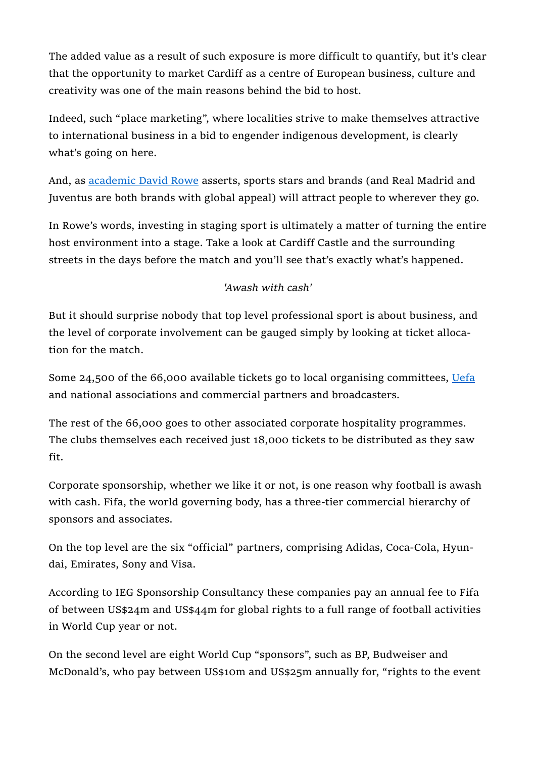The added value as a result of such exposure is more difficult to quantify, but it's clear that the opportunity to market Cardiff as a centre of European business, culture and creativity was one of the main reasons behind the bid to host.

Indeed, such "place marketing", where localities strive to make themselves attractive to international business in a bid to engender indigenous development, is clearly what's going on here.

And, as [academic David Rowe]() asserts, sports stars and brands (and Real Madrid and Juventus are both brands with global appeal) will attract people to wherever they go.

In Rowe's words, investing in staging sport is ultimately a matter of turning the entire host environment into a stage. Take a look at Cardiff Castle and the surrounding streets in the days before the match and you'll see that's exactly what's happened.

*'Awash with cash'*

But it should surprise nobody that top level professional sport is about business, and the level of corporate involvement can be gauged simply by looking at ticket allocation for the match.

Some 24,500 of the 66,000 available tickets go to local organising committees, [Uefa]() and national associations and commercial partners and broadcasters.

The rest of the 66,000 goes to other associated corporate hospitality programmes. The clubs themselves each received just 18,000 tickets to be distributed as they saw fit.

Corporate sponsorship, whether we like it or not, is one reason why football is awash with cash. Fifa, the world governing body, has a three-tier commercial hierarchy of sponsors and associates.

On the top level are the six "official" partners, comprising Adidas, Coca-Cola, Hyundai, Emirates, Sony and Visa.

According to IEG Sponsorship Consultancy these companies pay an annual fee to Fifa of between US$24m and US$44m for global rights to a full range of football activities in World Cup year or not.

On the second level are eight World Cup "sponsors", such as BP, Budweiser and McDonald's, who pay between US$10m and US$25m annually for, "rights to the event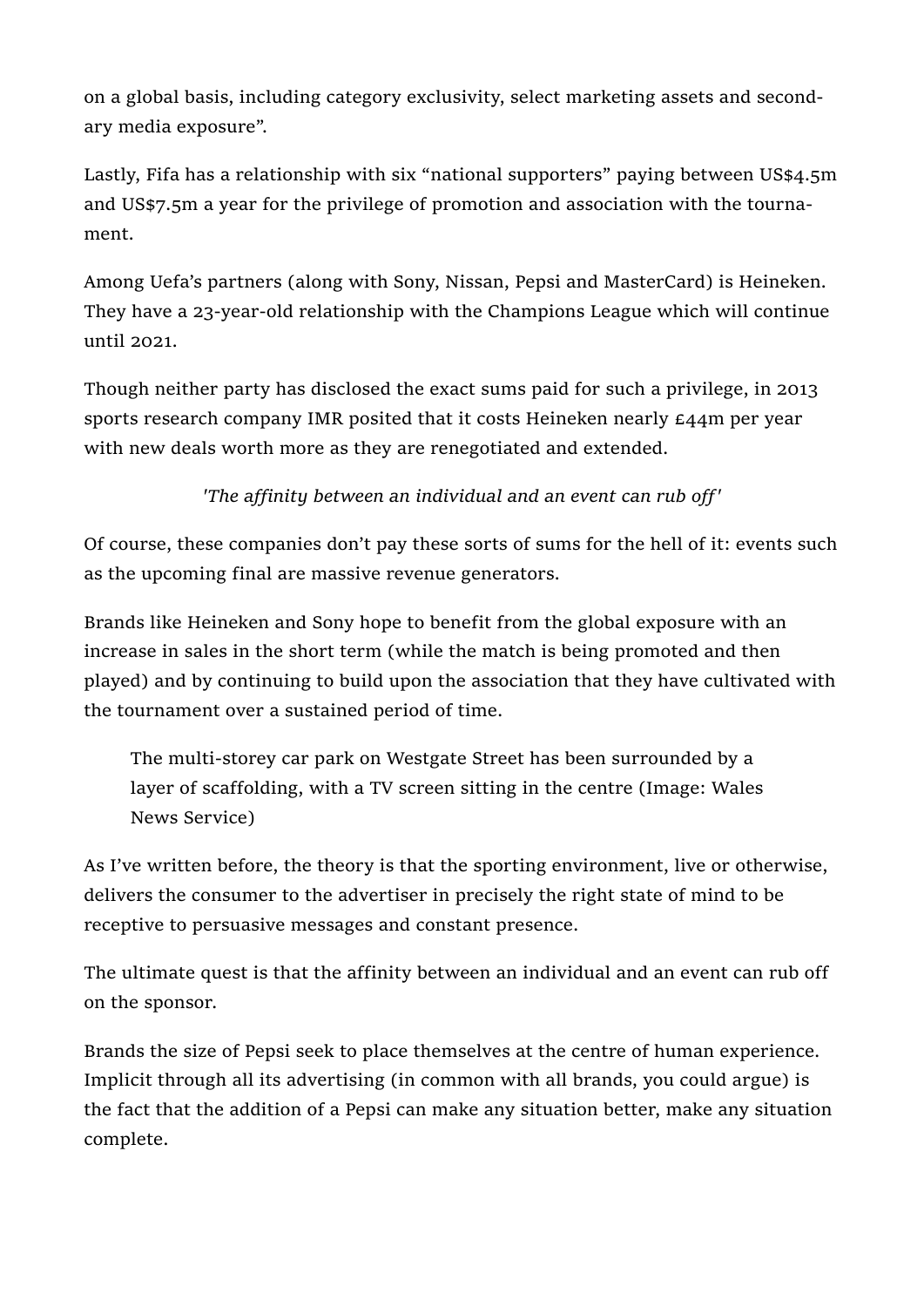on a global basis, including category exclusivity, select marketing assets and secondary media exposure".

Lastly, Fifa has a relationship with six "national supporters" paying between US$4.5m and US$7.5m a year for the privilege of promotion and association with the tournament.

Among Uefa's partners (along with Sony, Nissan, Pepsi and MasterCard) is Heineken. They have a 23-year-old relationship with the Champions League which will continue until 2021.

Though neither party has disclosed the exact sums paid for such a privilege, in 2013 sports research company IMR posited that it costs Heineken nearly £44m per year with new deals worth more as they are renegotiated and extended.

*'The affinity between an individual and an event can rub off'*

Of course, these companies don't pay these sorts of sums for the hell of it: events such as the upcoming final are massive revenue generators.

Brands like Heineken and Sony hope to benefit from the global exposure with an increase in sales in the short term (while the match is being promoted and then played) and by continuing to build upon the association that they have cultivated with the tournament over a sustained period of time.

> The multi-storey car park on Westgate Street has been surrounded by a layer of scaffolding, with a TV screen sitting in the centre (Image: Wales News Service)

As I've written before, the theory is that the sporting environment, live or otherwise, delivers the consumer to the advertiser in precisely the right state of mind to be receptive to persuasive messages and constant presence.

The ultimate quest is that the affinity between an individual and an event can rub off on the sponsor.

Brands the size of Pepsi seek to place themselves at the centre of human experience. Implicit through all its advertising (in common with all brands, you could argue) is the fact that the addition of a Pepsi can make any situation better, make any situation complete.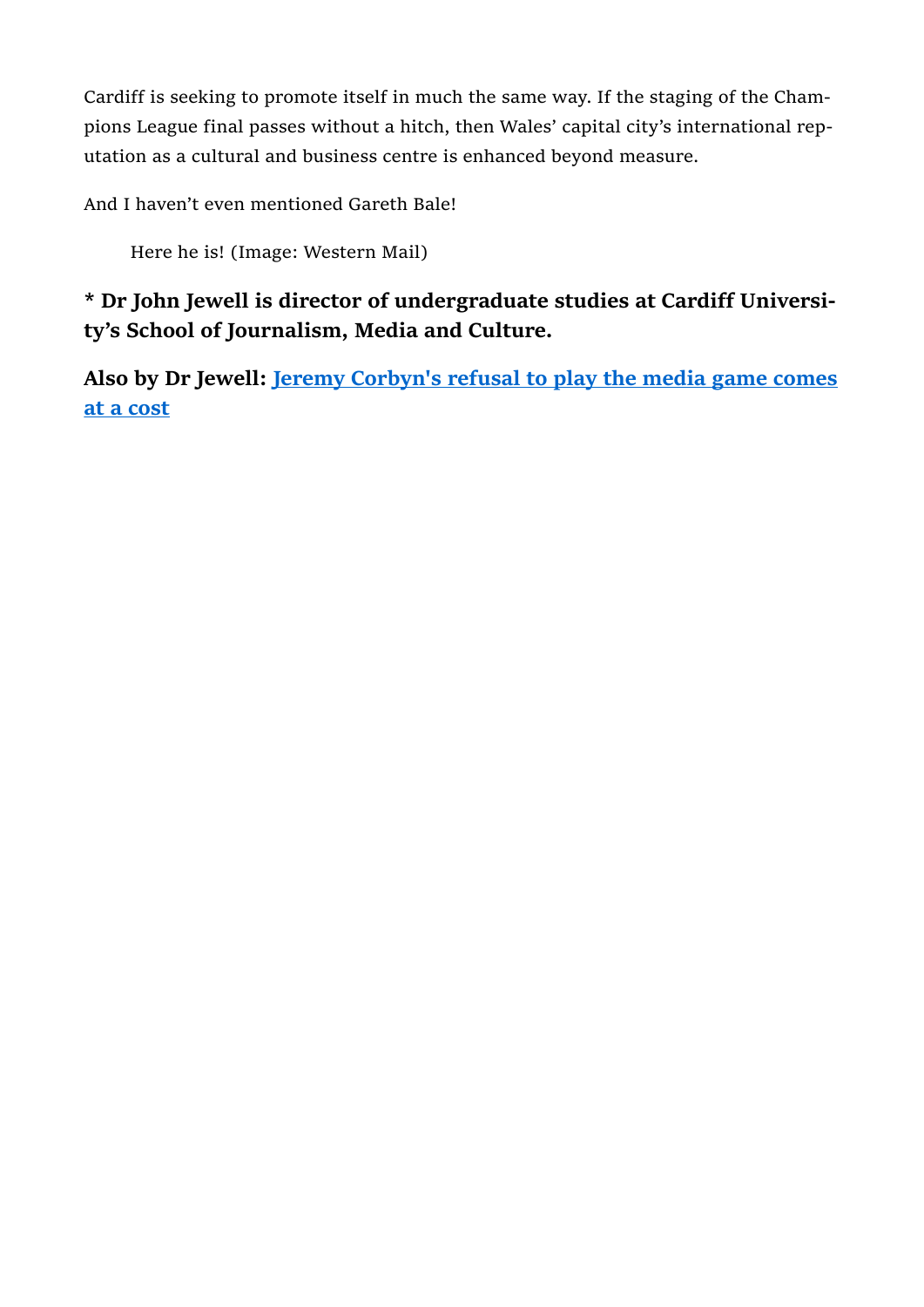Cardiff is seeking to promote itself in much the same way. If the staging of the Champions League final passes without a hitch, then Wales' capital city's international reputation as a cultural and business centre is enhanced beyond measure.

And I haven't even mentioned Gareth Bale!

Here he is! (Image: Western Mail)

**\* Dr John Jewell is director of undergraduate studies at Cardiff University's School of Journalism, Media and Culture.**

**Also by Dr Jewell: Jeremy Corbyn's refusal to play the media game comes at a cost**